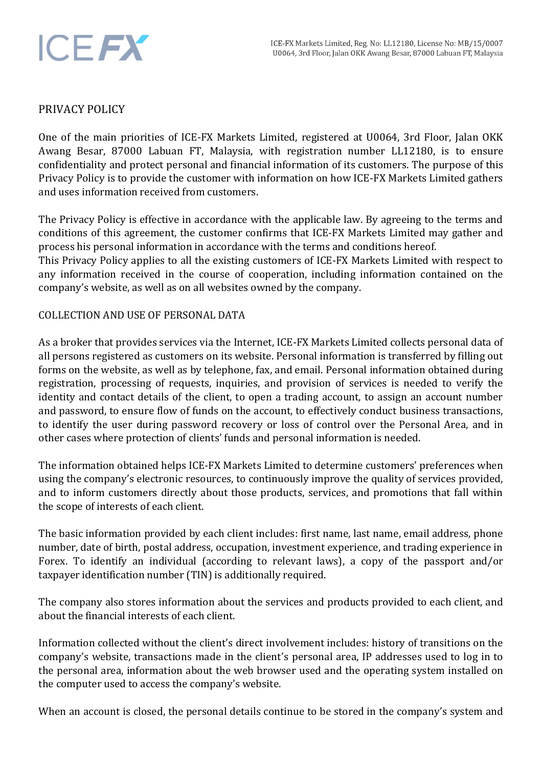# PRIVACY POLICY

One of the main priorities of ICE-FX Markets Limited, registered at U0064, 3rd Floor, Jalan OKK Awang Besar, 87000 Labuan FT, Malaysia, with registration number LL12180, is to ensure confidentiality and protect personal and financial information of its customers. The purpose of this Privacy Policy is to provide the customer with information on how ICE-FX Markets Limited gathers and uses information received from customers.

The Privacy Policy is effective in accordance with the applicable law. By agreeing to the terms and conditions of this agreement, the customer confirms that ICE-FX Markets Limited may gather and process his personal information in accordance with the terms and conditions hereof.
This Privacy Policy applies to all the existing customers of ICE-FX Markets Limited with respect to any information received in the course of cooperation, including information contained on the company's website, as well as on all websites owned by the company.

## COLLECTION AND USE OF PERSONAL DATA

As a broker that provides services via the Internet, ICE-FX Markets Limited collects personal data of all persons registered as customers on its website. Personal information is transferred by filling out forms on the website, as well as by telephone, fax, and email. Personal information obtained during registration, processing of requests, inquiries, and provision of services is needed to verify the identity and contact details of the client, to open a trading account, to assign an account number and password, to ensure flow of funds on the account, to effectively conduct business transactions, to identify the user during password recovery or loss of control over the Personal Area, and in other cases where protection of clients' funds and personal information is needed.

The information obtained helps ICE-FX Markets Limited to determine customers' preferences when using the company's electronic resources, to continuously improve the quality of services provided, and to inform customers directly about those products, services, and promotions that fall within the scope of interests of each client.

The basic information provided by each client includes: first name, last name, email address, phone number, date of birth, postal address, occupation, investment experience, and trading experience in Forex. To identify an individual (according to relevant laws), a copy of the passport and/or taxpayer identification number (TIN) is additionally required.

The company also stores information about the services and products provided to each client, and about the financial interests of each client.

Information collected without the client's direct involvement includes: history of transitions on the company's website, transactions made in the client's personal area, IP addresses used to log in to the personal area, information about the web browser used and the operating system installed on the computer used to access the company's website.

When an account is closed, the personal details continue to be stored in the company's system and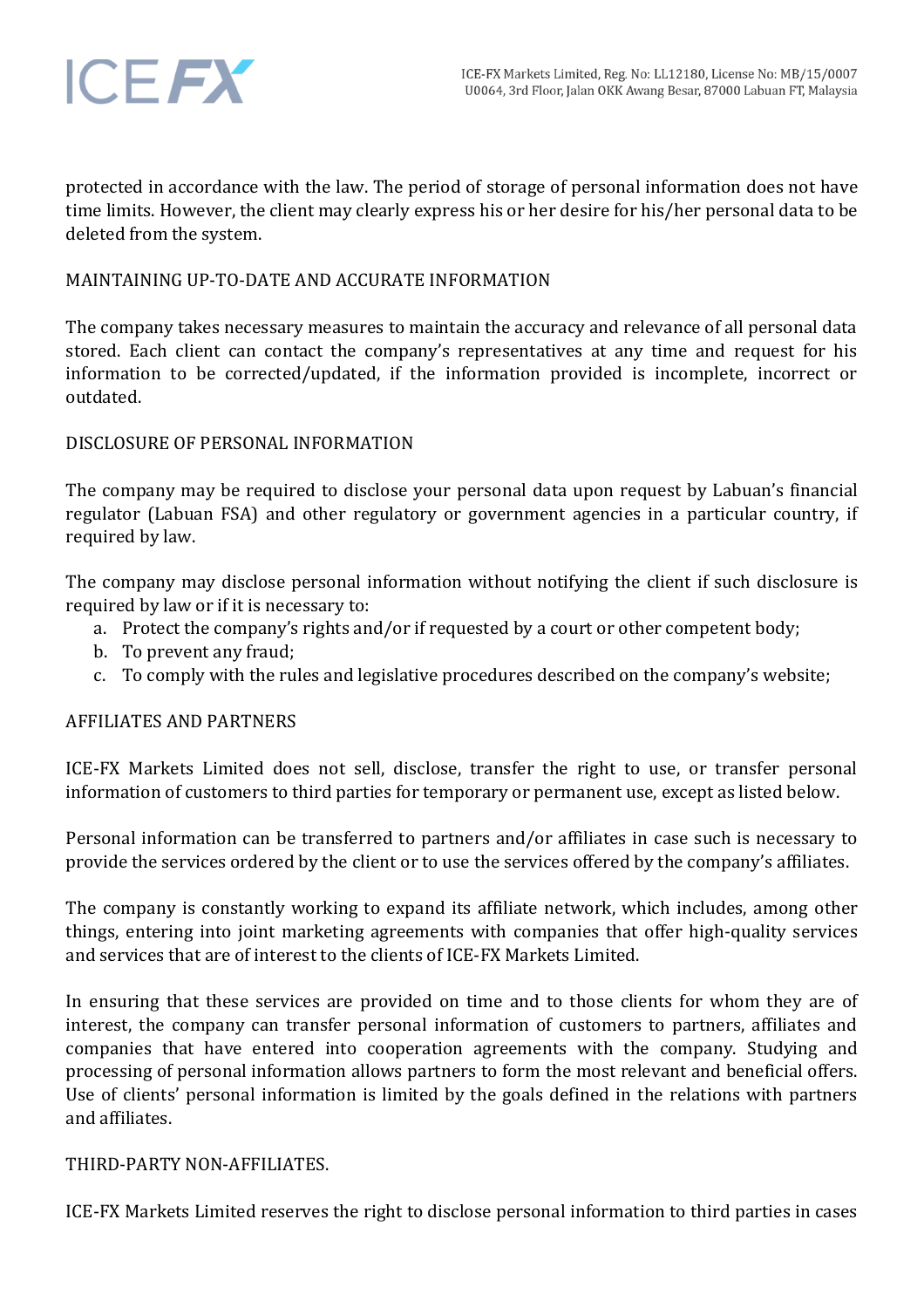protected in accordance with the law. The period of storage of personal information does not have time limits. However, the client may clearly express his or her desire for his/her personal data to be deleted from the system.

## MAINTAINING UP-TO-DATE AND ACCURATE INFORMATION

The company takes necessary measures to maintain the accuracy and relevance of all personal data stored. Each client can contact the company's representatives at any time and request for his information to be corrected/updated, if the information provided is incomplete, incorrect or outdated.

## DISCLOSURE OF PERSONAL INFORMATION

The company may be required to disclose your personal data upon request by Labuan's financial regulator (Labuan FSA) and other regulatory or government agencies in a particular country, if required by law.

The company may disclose personal information without notifying the client if such disclosure is required by law or if it is necessary to:

a. Protect the company's rights and/or if requested by a court or other competent body;
b. To prevent any fraud;
c. To comply with the rules and legislative procedures described on the company's website;

## AFFILIATES AND PARTNERS

ICE-FX Markets Limited does not sell, disclose, transfer the right to use, or transfer personal information of customers to third parties for temporary or permanent use, except as listed below.

Personal information can be transferred to partners and/or affiliates in case such is necessary to provide the services ordered by the client or to use the services offered by the company's affiliates.

The company is constantly working to expand its affiliate network, which includes, among other things, entering into joint marketing agreements with companies that offer high-quality services and services that are of interest to the clients of ICE-FX Markets Limited.

In ensuring that these services are provided on time and to those clients for whom they are of interest, the company can transfer personal information of customers to partners, affiliates and companies that have entered into cooperation agreements with the company. Studying and processing of personal information allows partners to form the most relevant and beneficial offers. Use of clients' personal information is limited by the goals defined in the relations with partners and affiliates.

## THIRD-PARTY NON-AFFILIATES.

ICE-FX Markets Limited reserves the right to disclose personal information to third parties in cases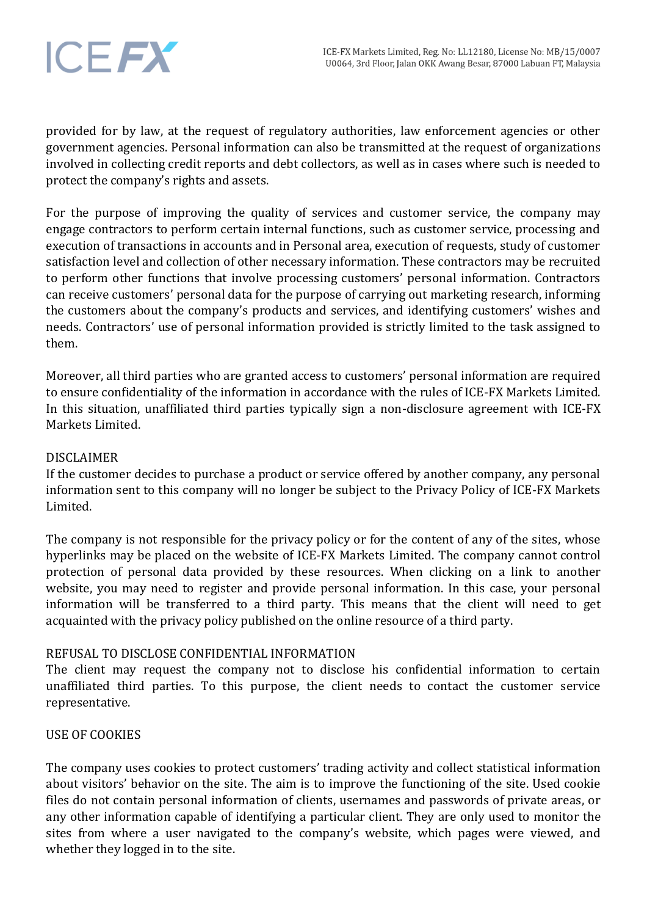provided for by law, at the request of regulatory authorities, law enforcement agencies or other government agencies. Personal information can also be transmitted at the request of organizations involved in collecting credit reports and debt collectors, as well as in cases where such is needed to protect the company's rights and assets.

For the purpose of improving the quality of services and customer service, the company may engage contractors to perform certain internal functions, such as customer service, processing and execution of transactions in accounts and in Personal area, execution of requests, study of customer satisfaction level and collection of other necessary information. These contractors may be recruited to perform other functions that involve processing customers' personal information. Contractors can receive customers' personal data for the purpose of carrying out marketing research, informing the customers about the company's products and services, and identifying customers' wishes and needs. Contractors' use of personal information provided is strictly limited to the task assigned to them.

Moreover, all third parties who are granted access to customers' personal information are required to ensure confidentiality of the information in accordance with the rules of ICE-FX Markets Limited. In this situation, unaffiliated third parties typically sign a non-disclosure agreement with ICE-FX Markets Limited.

## DISCLAIMER

If the customer decides to purchase a product or service offered by another company, any personal information sent to this company will no longer be subject to the Privacy Policy of ICE-FX Markets Limited.

The company is not responsible for the privacy policy or for the content of any of the sites, whose hyperlinks may be placed on the website of ICE-FX Markets Limited. The company cannot control protection of personal data provided by these resources. When clicking on a link to another website, you may need to register and provide personal information. In this case, your personal information will be transferred to a third party. This means that the client will need to get acquainted with the privacy policy published on the online resource of a third party.

## REFUSAL TO DISCLOSE CONFIDENTIAL INFORMATION

The client may request the company not to disclose his confidential information to certain unaffiliated third parties. To this purpose, the client needs to contact the customer service representative.

## USE OF COOKIES

The company uses cookies to protect customers' trading activity and collect statistical information about visitors' behavior on the site. The aim is to improve the functioning of the site. Used cookie files do not contain personal information of clients, usernames and passwords of private areas, or any other information capable of identifying a particular client. They are only used to monitor the sites from where a user navigated to the company's website, which pages were viewed, and whether they logged in to the site.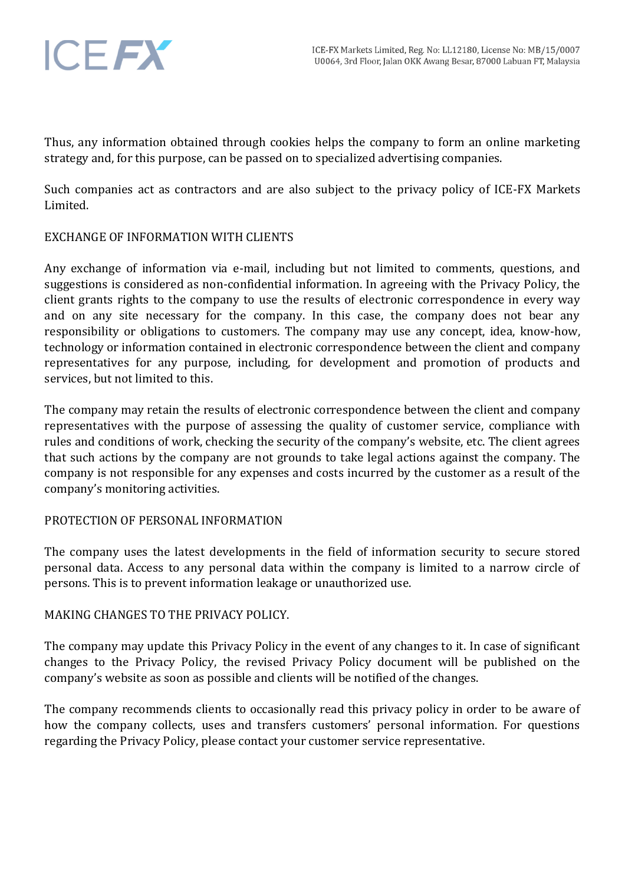Thus, any information obtained through cookies helps the company to form an online marketing strategy and, for this purpose, can be passed on to specialized advertising companies.

Such companies act as contractors and are also subject to the privacy policy of ICE-FX Markets Limited.

## EXCHANGE OF INFORMATION WITH CLIENTS

Any exchange of information via e-mail, including but not limited to comments, questions, and suggestions is considered as non-confidential information. In agreeing with the Privacy Policy, the client grants rights to the company to use the results of electronic correspondence in every way and on any site necessary for the company. In this case, the company does not bear any responsibility or obligations to customers. The company may use any concept, idea, know-how, technology or information contained in electronic correspondence between the client and company representatives for any purpose, including, for development and promotion of products and services, but not limited to this.

The company may retain the results of electronic correspondence between the client and company representatives with the purpose of assessing the quality of customer service, compliance with rules and conditions of work, checking the security of the company's website, etc. The client agrees that such actions by the company are not grounds to take legal actions against the company. The company is not responsible for any expenses and costs incurred by the customer as a result of the company's monitoring activities.

## PROTECTION OF PERSONAL INFORMATION

The company uses the latest developments in the field of information security to secure stored personal data. Access to any personal data within the company is limited to a narrow circle of persons. This is to prevent information leakage or unauthorized use.

## MAKING CHANGES TO THE PRIVACY POLICY.

The company may update this Privacy Policy in the event of any changes to it. In case of significant changes to the Privacy Policy, the revised Privacy Policy document will be published on the company's website as soon as possible and clients will be notified of the changes.

The company recommends clients to occasionally read this privacy policy in order to be aware of how the company collects, uses and transfers customers' personal information. For questions regarding the Privacy Policy, please contact your customer service representative.